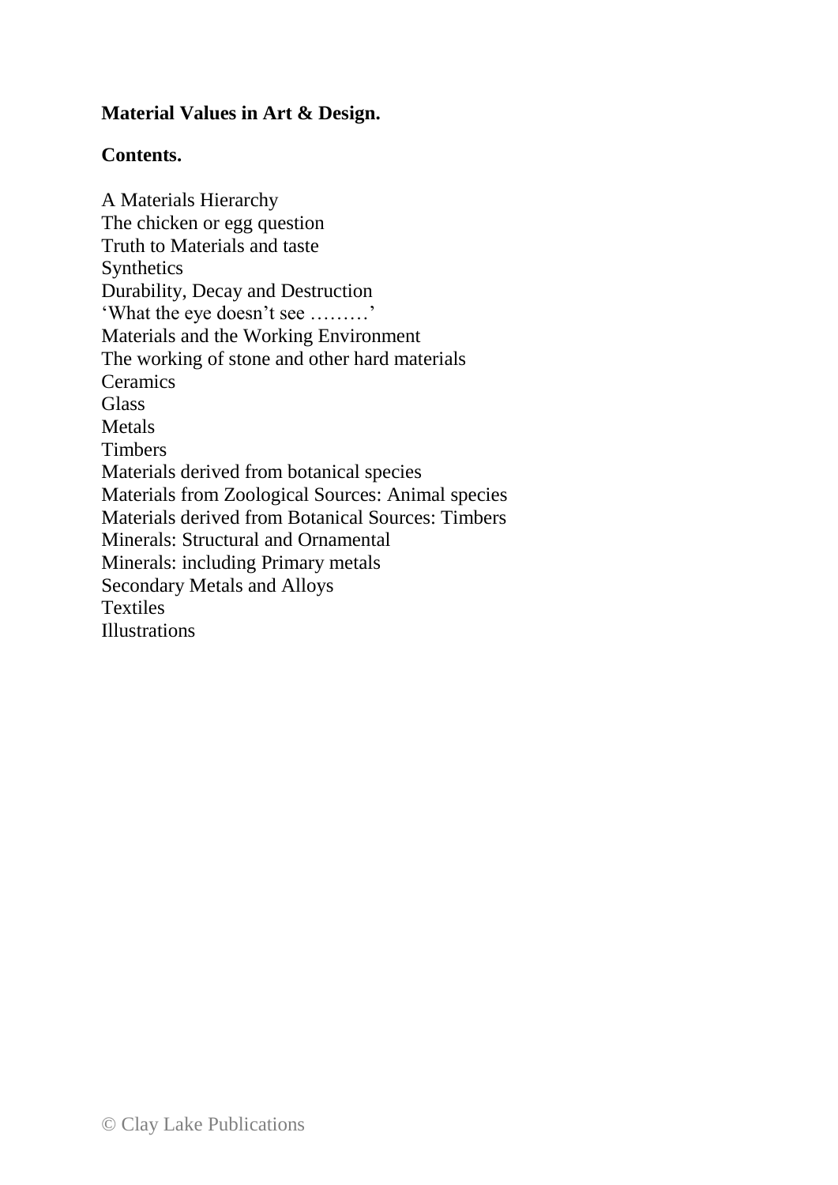# Material Values in Art & Design.

## Contents.

A Materials Hierarchy
The chicken or egg question
Truth to Materials and taste
Synthetics
Durability, Decay and Destruction
'What the eye doesn't see ………'
Materials and the Working Environment
The working of stone and other hard materials
Ceramics
Glass
Metals
Timbers
Materials derived from botanical species
Materials from Zoological Sources: Animal species
Materials derived from Botanical Sources: Timbers
Minerals: Structural and Ornamental
Minerals: including Primary metals
Secondary Metals and Alloys
Textiles
Illustrations

© Clay Lake Publications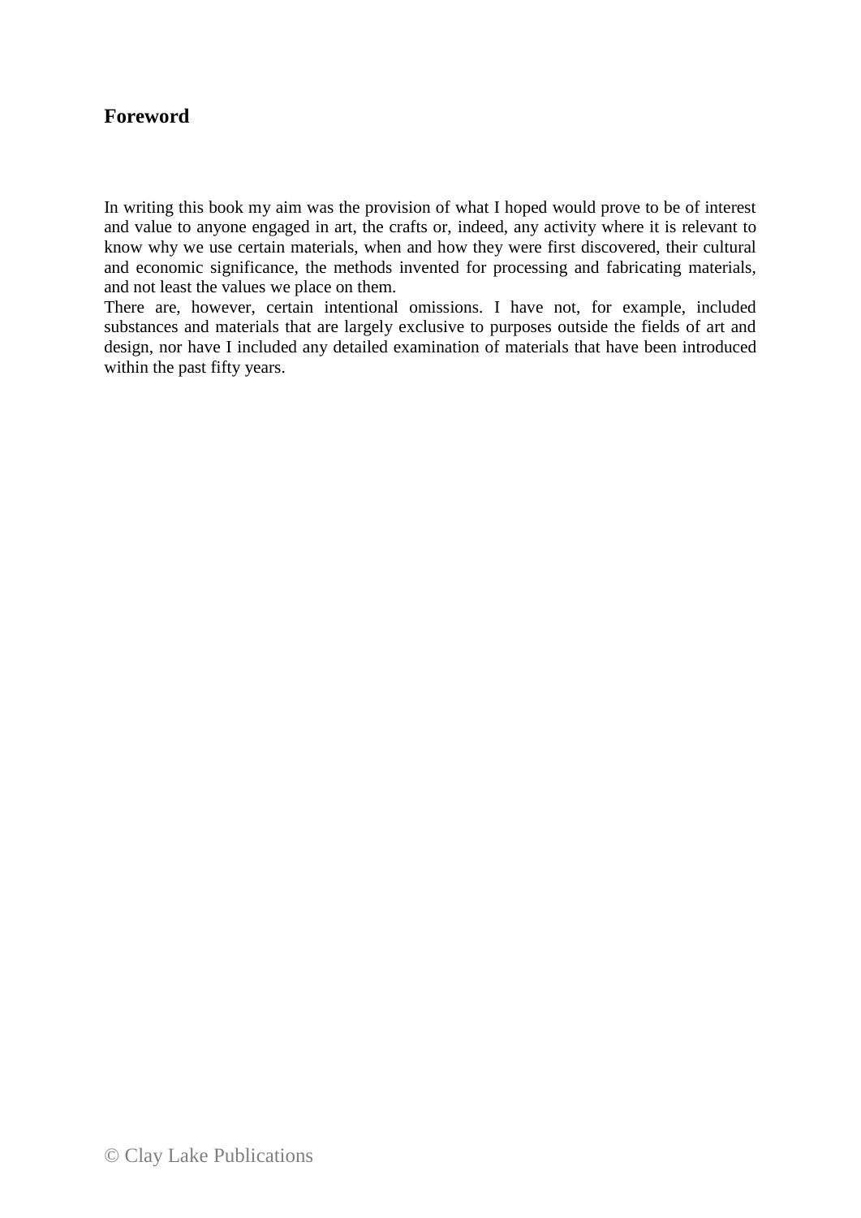## Foreword

In writing this book my aim was the provision of what I hoped would prove to be of interest and value to anyone engaged in art, the crafts or, indeed, any activity where it is relevant to know why we use certain materials, when and how they were first discovered, their cultural and economic significance, the methods invented for processing and fabricating materials, and not least the values we place on them.

There are, however, certain intentional omissions. I have not, for example, included substances and materials that are largely exclusive to purposes outside the fields of art and design, nor have I included any detailed examination of materials that have been introduced within the past fifty years.

© Clay Lake Publications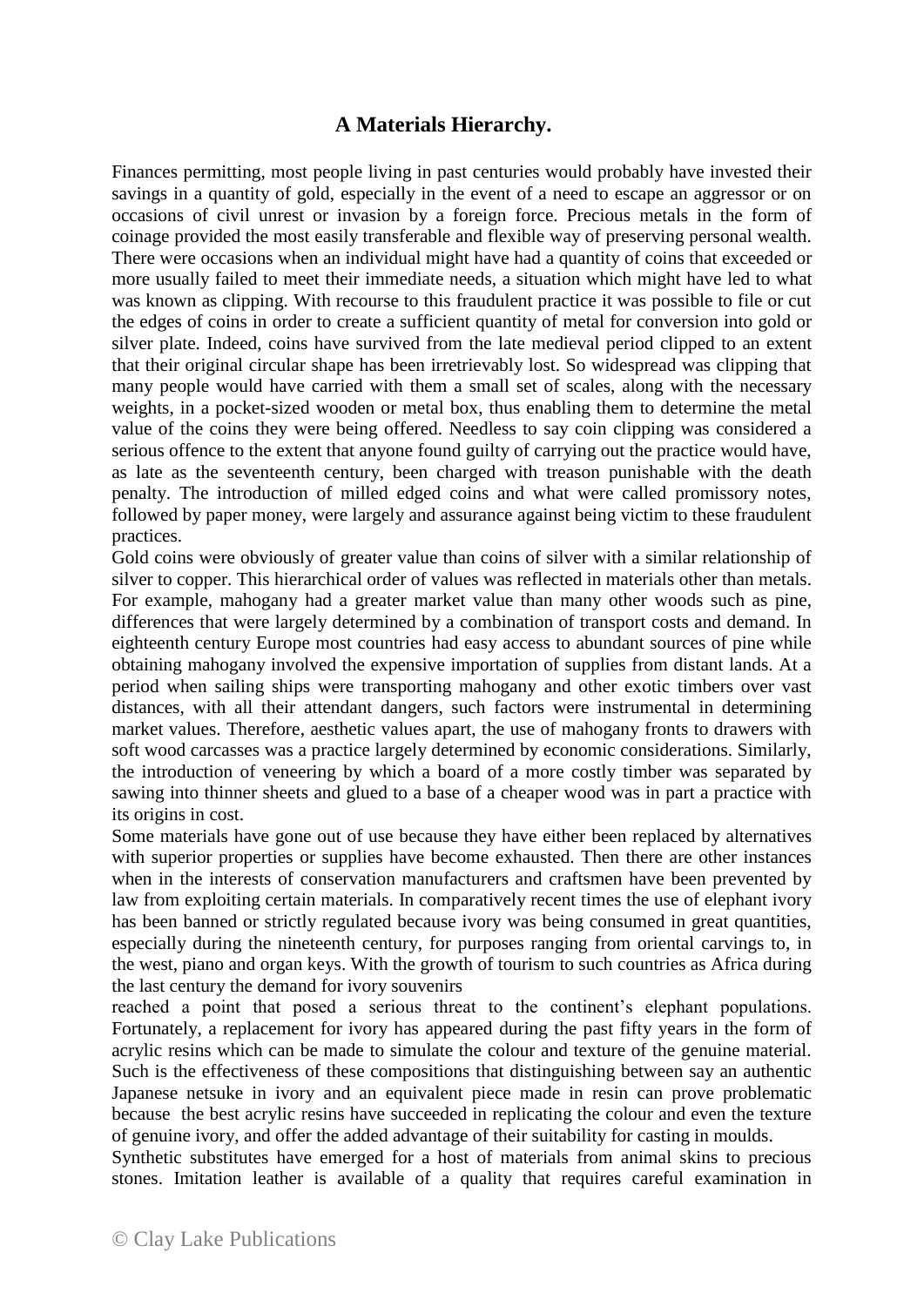## A Materials Hierarchy.

Finances permitting, most people living in past centuries would probably have invested their savings in a quantity of gold, especially in the event of a need to escape an aggressor or on occasions of civil unrest or invasion by a foreign force. Precious metals in the form of coinage provided the most easily transferable and flexible way of preserving personal wealth. There were occasions when an individual might have had a quantity of coins that exceeded or more usually failed to meet their immediate needs, a situation which might have led to what was known as clipping. With recourse to this fraudulent practice it was possible to file or cut the edges of coins in order to create a sufficient quantity of metal for conversion into gold or silver plate. Indeed, coins have survived from the late medieval period clipped to an extent that their original circular shape has been irretrievably lost. So widespread was clipping that many people would have carried with them a small set of scales, along with the necessary weights, in a pocket-sized wooden or metal box, thus enabling them to determine the metal value of the coins they were being offered. Needless to say coin clipping was considered a serious offence to the extent that anyone found guilty of carrying out the practice would have, as late as the seventeenth century, been charged with treason punishable with the death penalty. The introduction of milled edged coins and what were called promissory notes, followed by paper money, were largely and assurance against being victim to these fraudulent practices.

Gold coins were obviously of greater value than coins of silver with a similar relationship of silver to copper. This hierarchical order of values was reflected in materials other than metals. For example, mahogany had a greater market value than many other woods such as pine, differences that were largely determined by a combination of transport costs and demand. In eighteenth century Europe most countries had easy access to abundant sources of pine while obtaining mahogany involved the expensive importation of supplies from distant lands. At a period when sailing ships were transporting mahogany and other exotic timbers over vast distances, with all their attendant dangers, such factors were instrumental in determining market values. Therefore, aesthetic values apart, the use of mahogany fronts to drawers with soft wood carcasses was a practice largely determined by economic considerations. Similarly, the introduction of veneering by which a board of a more costly timber was separated by sawing into thinner sheets and glued to a base of a cheaper wood was in part a practice with its origins in cost.

Some materials have gone out of use because they have either been replaced by alternatives with superior properties or supplies have become exhausted. Then there are other instances when in the interests of conservation manufacturers and craftsmen have been prevented by law from exploiting certain materials. In comparatively recent times the use of elephant ivory has been banned or strictly regulated because ivory was being consumed in great quantities, especially during the nineteenth century, for purposes ranging from oriental carvings to, in the west, piano and organ keys. With the growth of tourism to such countries as Africa during the last century the demand for ivory souvenirs reached a point that posed a serious threat to the continent's elephant populations. Fortunately, a replacement for ivory has appeared during the past fifty years in the form of acrylic resins which can be made to simulate the colour and texture of the genuine material. Such is the effectiveness of these compositions that distinguishing between say an authentic Japanese netsuke in ivory and an equivalent piece made in resin can prove problematic because the best acrylic resins have succeeded in replicating the colour and even the texture of genuine ivory, and offer the added advantage of their suitability for casting in moulds.

Synthetic substitutes have emerged for a host of materials from animal skins to precious stones. Imitation leather is available of a quality that requires careful examination in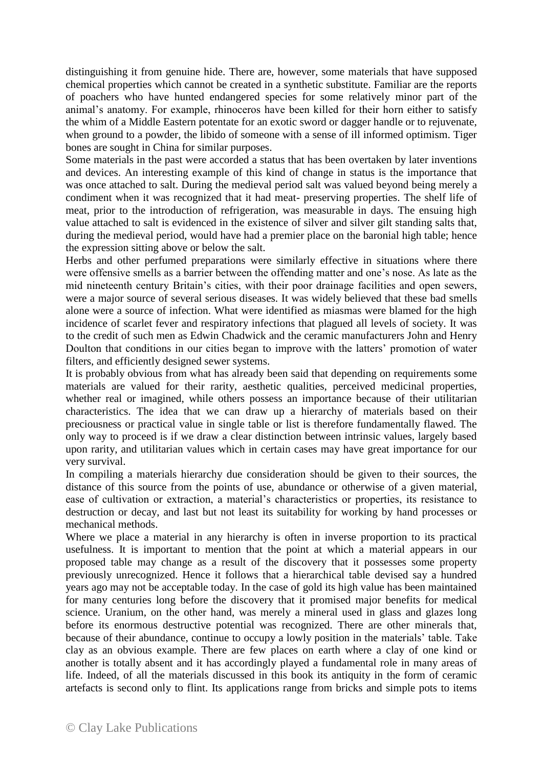distinguishing it from genuine hide. There are, however, some materials that have supposed chemical properties which cannot be created in a synthetic substitute. Familiar are the reports of poachers who have hunted endangered species for some relatively minor part of the animal's anatomy. For example, rhinoceros have been killed for their horn either to satisfy the whim of a Middle Eastern potentate for an exotic sword or dagger handle or to rejuvenate, when ground to a powder, the libido of someone with a sense of ill informed optimism. Tiger bones are sought in China for similar purposes.

Some materials in the past were accorded a status that has been overtaken by later inventions and devices. An interesting example of this kind of change in status is the importance that was once attached to salt. During the medieval period salt was valued beyond being merely a condiment when it was recognized that it had meat- preserving properties. The shelf life of meat, prior to the introduction of refrigeration, was measurable in days. The ensuing high value attached to salt is evidenced in the existence of silver and silver gilt standing salts that, during the medieval period, would have had a premier place on the baronial high table; hence the expression sitting above or below the salt.

Herbs and other perfumed preparations were similarly effective in situations where there were offensive smells as a barrier between the offending matter and one's nose. As late as the mid nineteenth century Britain's cities, with their poor drainage facilities and open sewers, were a major source of several serious diseases. It was widely believed that these bad smells alone were a source of infection. What were identified as miasmas were blamed for the high incidence of scarlet fever and respiratory infections that plagued all levels of society. It was to the credit of such men as Edwin Chadwick and the ceramic manufacturers John and Henry Doulton that conditions in our cities began to improve with the latters' promotion of water filters, and efficiently designed sewer systems.

It is probably obvious from what has already been said that depending on requirements some materials are valued for their rarity, aesthetic qualities, perceived medicinal properties, whether real or imagined, while others possess an importance because of their utilitarian characteristics. The idea that we can draw up a hierarchy of materials based on their preciousness or practical value in single table or list is therefore fundamentally flawed. The only way to proceed is if we draw a clear distinction between intrinsic values, largely based upon rarity, and utilitarian values which in certain cases may have great importance for our very survival.

In compiling a materials hierarchy due consideration should be given to their sources, the distance of this source from the points of use, abundance or otherwise of a given material, ease of cultivation or extraction, a material's characteristics or properties, its resistance to destruction or decay, and last but not least its suitability for working by hand processes or mechanical methods.

Where we place a material in any hierarchy is often in inverse proportion to its practical usefulness. It is important to mention that the point at which a material appears in our proposed table may change as a result of the discovery that it possesses some property previously unrecognized. Hence it follows that a hierarchical table devised say a hundred years ago may not be acceptable today. In the case of gold its high value has been maintained for many centuries long before the discovery that it promised major benefits for medical science. Uranium, on the other hand, was merely a mineral used in glass and glazes long before its enormous destructive potential was recognized. There are other minerals that, because of their abundance, continue to occupy a lowly position in the materials' table. Take clay as an obvious example. There are few places on earth where a clay of one kind or another is totally absent and it has accordingly played a fundamental role in many areas of life. Indeed, of all the materials discussed in this book its antiquity in the form of ceramic artefacts is second only to flint. Its applications range from bricks and simple pots to items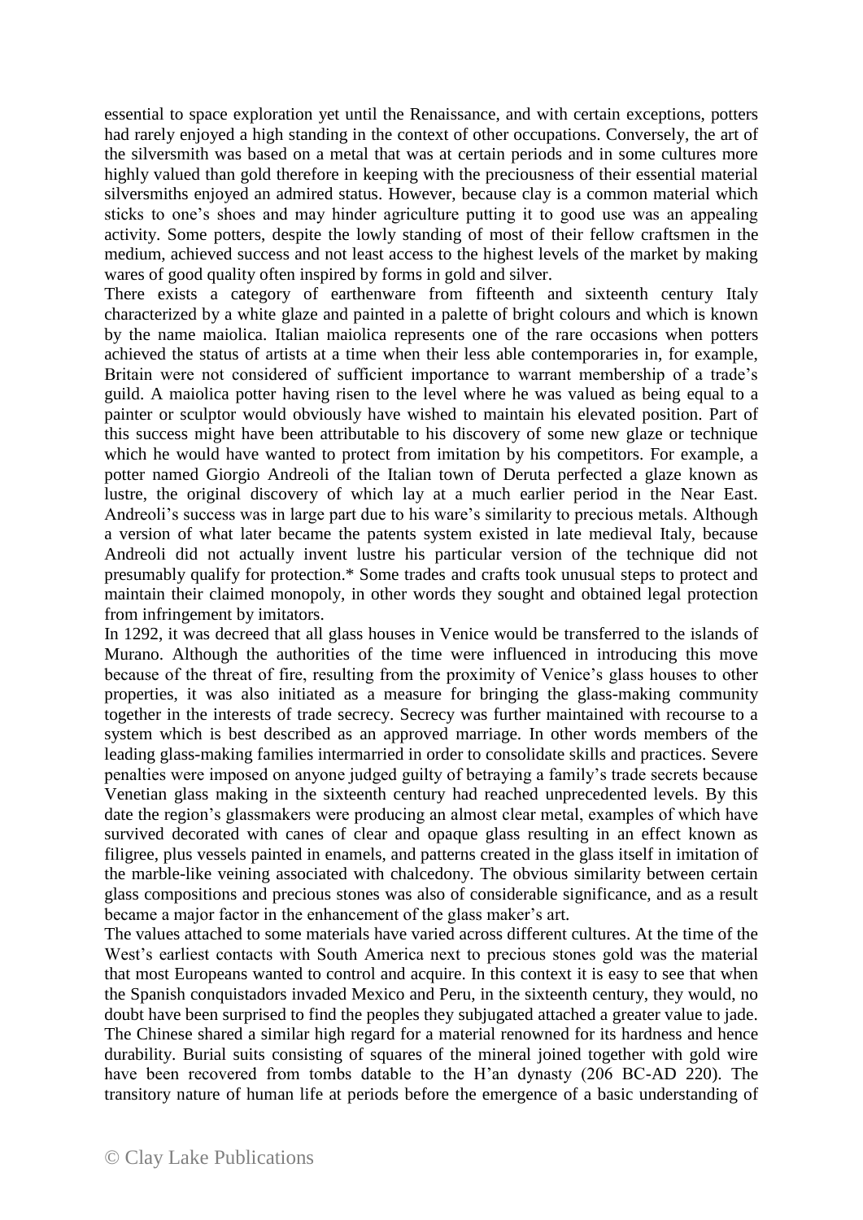essential to space exploration yet until the Renaissance, and with certain exceptions, potters had rarely enjoyed a high standing in the context of other occupations. Conversely, the art of the silversmith was based on a metal that was at certain periods and in some cultures more highly valued than gold therefore in keeping with the preciousness of their essential material silversmiths enjoyed an admired status. However, because clay is a common material which sticks to one's shoes and may hinder agriculture putting it to good use was an appealing activity. Some potters, despite the lowly standing of most of their fellow craftsmen in the medium, achieved success and not least access to the highest levels of the market by making wares of good quality often inspired by forms in gold and silver.

There exists a category of earthenware from fifteenth and sixteenth century Italy characterized by a white glaze and painted in a palette of bright colours and which is known by the name maiolica. Italian maiolica represents one of the rare occasions when potters achieved the status of artists at a time when their less able contemporaries in, for example, Britain were not considered of sufficient importance to warrant membership of a trade's guild. A maiolica potter having risen to the level where he was valued as being equal to a painter or sculptor would obviously have wished to maintain his elevated position. Part of this success might have been attributable to his discovery of some new glaze or technique which he would have wanted to protect from imitation by his competitors. For example, a potter named Giorgio Andreoli of the Italian town of Deruta perfected a glaze known as lustre, the original discovery of which lay at a much earlier period in the Near East. Andreoli's success was in large part due to his ware's similarity to precious metals. Although a version of what later became the patents system existed in late medieval Italy, because Andreoli did not actually invent lustre his particular version of the technique did not presumably qualify for protection.* Some trades and crafts took unusual steps to protect and maintain their claimed monopoly, in other words they sought and obtained legal protection from infringement by imitators.

In 1292, it was decreed that all glass houses in Venice would be transferred to the islands of Murano. Although the authorities of the time were influenced in introducing this move because of the threat of fire, resulting from the proximity of Venice's glass houses to other properties, it was also initiated as a measure for bringing the glass-making community together in the interests of trade secrecy. Secrecy was further maintained with recourse to a system which is best described as an approved marriage. In other words members of the leading glass-making families intermarried in order to consolidate skills and practices. Severe penalties were imposed on anyone judged guilty of betraying a family's trade secrets because Venetian glass making in the sixteenth century had reached unprecedented levels. By this date the region's glassmakers were producing an almost clear metal, examples of which have survived decorated with canes of clear and opaque glass resulting in an effect known as filigree, plus vessels painted in enamels, and patterns created in the glass itself in imitation of the marble-like veining associated with chalcedony. The obvious similarity between certain glass compositions and precious stones was also of considerable significance, and as a result became a major factor in the enhancement of the glass maker's art.

The values attached to some materials have varied across different cultures. At the time of the West's earliest contacts with South America next to precious stones gold was the material that most Europeans wanted to control and acquire. In this context it is easy to see that when the Spanish conquistadors invaded Mexico and Peru, in the sixteenth century, they would, no doubt have been surprised to find the peoples they subjugated attached a greater value to jade. The Chinese shared a similar high regard for a material renowned for its hardness and hence durability. Burial suits consisting of squares of the mineral joined together with gold wire have been recovered from tombs datable to the H'an dynasty (206 BC-AD 220). The transitory nature of human life at periods before the emergence of a basic understanding of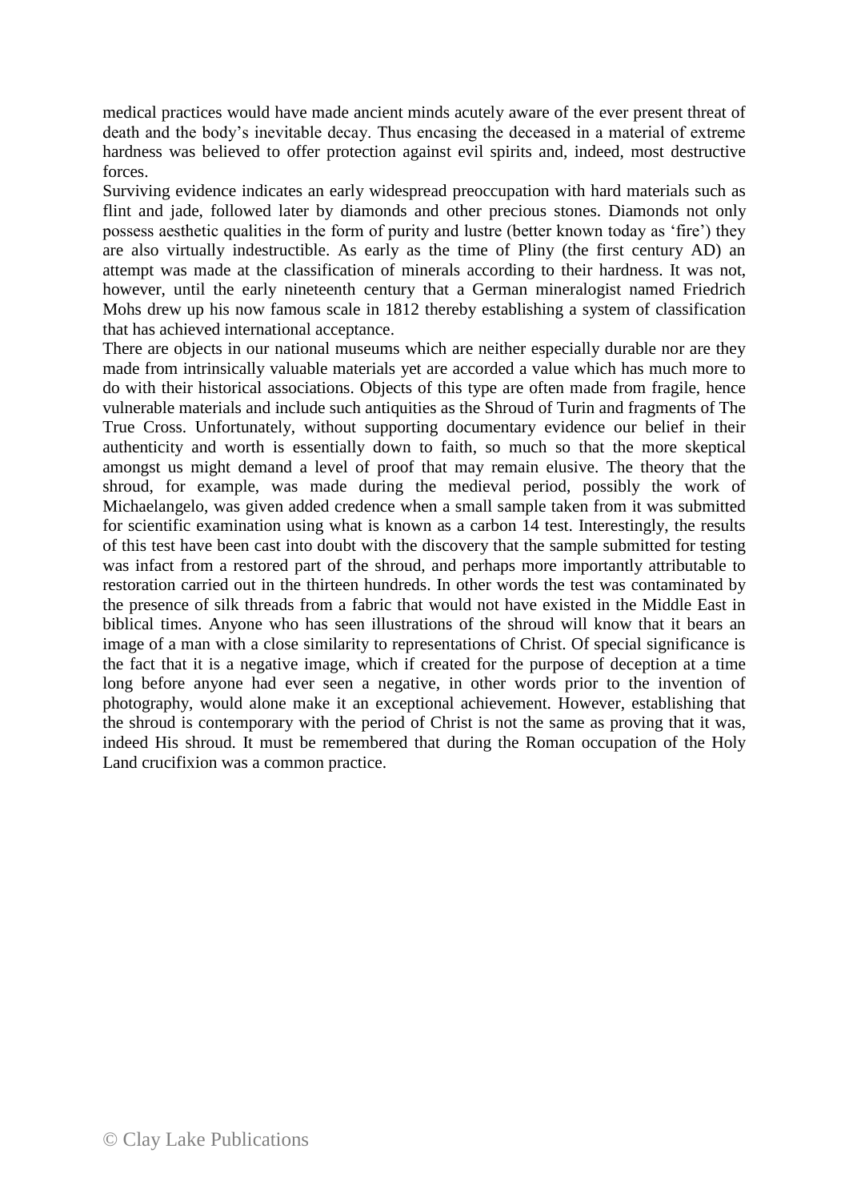medical practices would have made ancient minds acutely aware of the ever present threat of death and the body's inevitable decay. Thus encasing the deceased in a material of extreme hardness was believed to offer protection against evil spirits and, indeed, most destructive forces.

Surviving evidence indicates an early widespread preoccupation with hard materials such as flint and jade, followed later by diamonds and other precious stones. Diamonds not only possess aesthetic qualities in the form of purity and lustre (better known today as 'fire') they are also virtually indestructible. As early as the time of Pliny (the first century AD) an attempt was made at the classification of minerals according to their hardness. It was not, however, until the early nineteenth century that a German mineralogist named Friedrich Mohs drew up his now famous scale in 1812 thereby establishing a system of classification that has achieved international acceptance.

There are objects in our national museums which are neither especially durable nor are they made from intrinsically valuable materials yet are accorded a value which has much more to do with their historical associations. Objects of this type are often made from fragile, hence vulnerable materials and include such antiquities as the Shroud of Turin and fragments of The True Cross. Unfortunately, without supporting documentary evidence our belief in their authenticity and worth is essentially down to faith, so much so that the more skeptical amongst us might demand a level of proof that may remain elusive. The theory that the shroud, for example, was made during the medieval period, possibly the work of Michaelangelo, was given added credence when a small sample taken from it was submitted for scientific examination using what is known as a carbon 14 test. Interestingly, the results of this test have been cast into doubt with the discovery that the sample submitted for testing was infact from a restored part of the shroud, and perhaps more importantly attributable to restoration carried out in the thirteen hundreds. In other words the test was contaminated by the presence of silk threads from a fabric that would not have existed in the Middle East in biblical times. Anyone who has seen illustrations of the shroud will know that it bears an image of a man with a close similarity to representations of Christ. Of special significance is the fact that it is a negative image, which if created for the purpose of deception at a time long before anyone had ever seen a negative, in other words prior to the invention of photography, would alone make it an exceptional achievement. However, establishing that the shroud is contemporary with the period of Christ is not the same as proving that it was, indeed His shroud. It must be remembered that during the Roman occupation of the Holy Land crucifixion was a common practice.